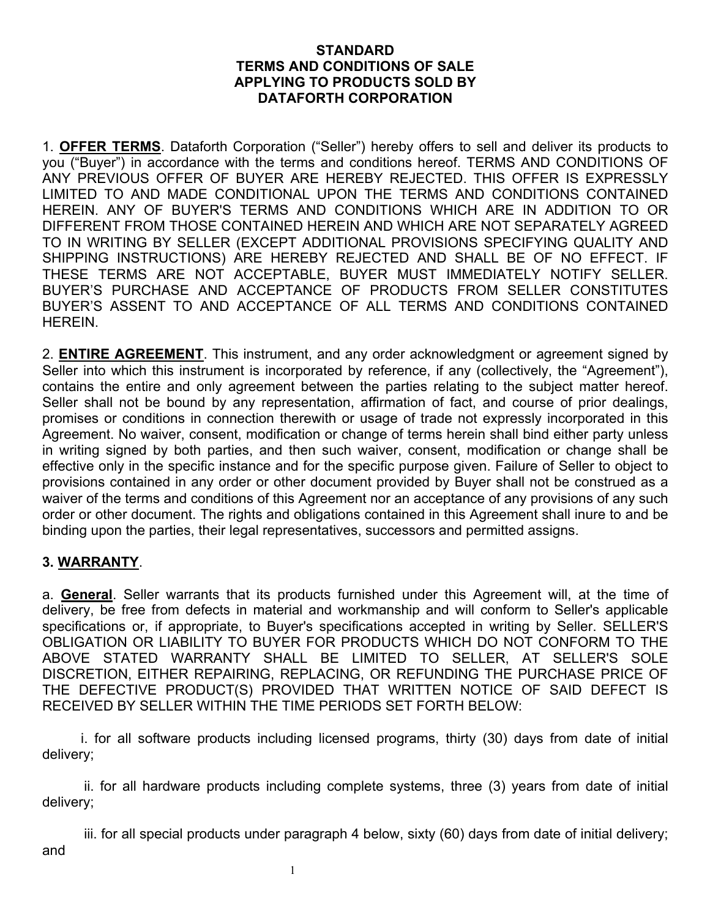# STANDARD
# TERMS AND CONDITIONS OF SALE
# APPLYING TO PRODUCTS SOLD BY
# DATAFORTH CORPORATION

1. **OFFER TERMS**. Dataforth Corporation ("Seller") hereby offers to sell and deliver its products to you ("Buyer") in accordance with the terms and conditions hereof. TERMS AND CONDITIONS OF ANY PREVIOUS OFFER OF BUYER ARE HEREBY REJECTED. THIS OFFER IS EXPRESSLY LIMITED TO AND MADE CONDITIONAL UPON THE TERMS AND CONDITIONS CONTAINED HEREIN. ANY OF BUYER'S TERMS AND CONDITIONS WHICH ARE IN ADDITION TO OR DIFFERENT FROM THOSE CONTAINED HEREIN AND WHICH ARE NOT SEPARATELY AGREED TO IN WRITING BY SELLER (EXCEPT ADDITIONAL PROVISIONS SPECIFYING QUALITY AND SHIPPING INSTRUCTIONS) ARE HEREBY REJECTED AND SHALL BE OF NO EFFECT. IF THESE TERMS ARE NOT ACCEPTABLE, BUYER MUST IMMEDIATELY NOTIFY SELLER. BUYER'S PURCHASE AND ACCEPTANCE OF PRODUCTS FROM SELLER CONSTITUTES BUYER'S ASSENT TO AND ACCEPTANCE OF ALL TERMS AND CONDITIONS CONTAINED HEREIN.

2. **ENTIRE AGREEMENT**. This instrument, and any order acknowledgment or agreement signed by Seller into which this instrument is incorporated by reference, if any (collectively, the "Agreement"), contains the entire and only agreement between the parties relating to the subject matter hereof. Seller shall not be bound by any representation, affirmation of fact, and course of prior dealings, promises or conditions in connection therewith or usage of trade not expressly incorporated in this Agreement. No waiver, consent, modification or change of terms herein shall bind either party unless in writing signed by both parties, and then such waiver, consent, modification or change shall be effective only in the specific instance and for the specific purpose given. Failure of Seller to object to provisions contained in any order or other document provided by Buyer shall not be construed as a waiver of the terms and conditions of this Agreement nor an acceptance of any provisions of any such order or other document. The rights and obligations contained in this Agreement shall inure to and be binding upon the parties, their legal representatives, successors and permitted assigns.

**3. WARRANTY**.

a. **General**. Seller warrants that its products furnished under this Agreement will, at the time of delivery, be free from defects in material and workmanship and will conform to Seller's applicable specifications or, if appropriate, to Buyer's specifications accepted in writing by Seller. SELLER'S OBLIGATION OR LIABILITY TO BUYER FOR PRODUCTS WHICH DO NOT CONFORM TO THE ABOVE STATED WARRANTY SHALL BE LIMITED TO SELLER, AT SELLER'S SOLE DISCRETION, EITHER REPAIRING, REPLACING, OR REFUNDING THE PURCHASE PRICE OF THE DEFECTIVE PRODUCT(S) PROVIDED THAT WRITTEN NOTICE OF SAID DEFECT IS RECEIVED BY SELLER WITHIN THE TIME PERIODS SET FORTH BELOW:

i. for all software products including licensed programs, thirty (30) days from date of initial delivery;

ii. for all hardware products including complete systems, three (3) years from date of initial delivery;

iii. for all special products under paragraph 4 below, sixty (60) days from date of initial delivery; and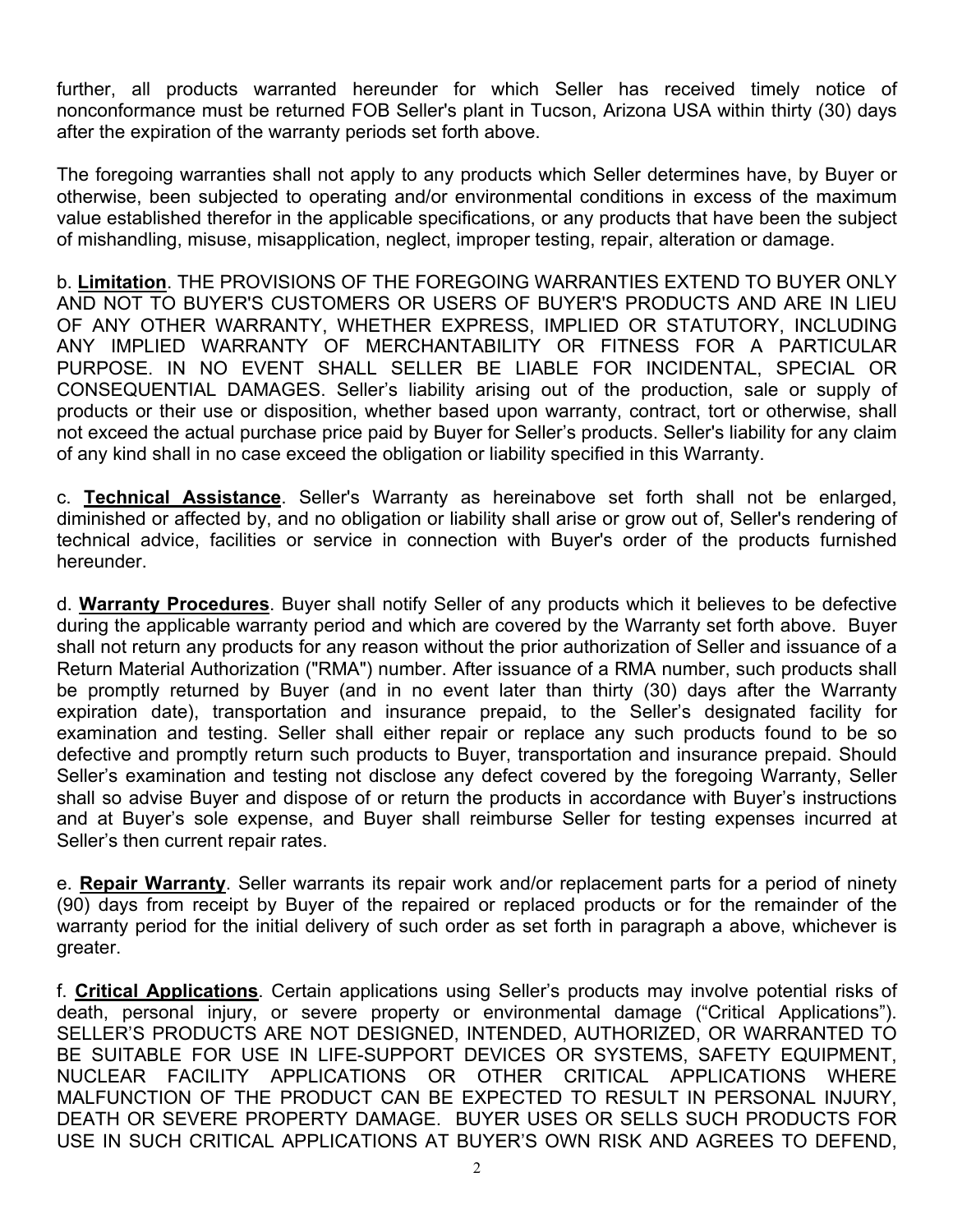further, all products warranted hereunder for which Seller has received timely notice of nonconformance must be returned FOB Seller's plant in Tucson, Arizona USA within thirty (30) days after the expiration of the warranty periods set forth above.

The foregoing warranties shall not apply to any products which Seller determines have, by Buyer or otherwise, been subjected to operating and/or environmental conditions in excess of the maximum value established therefor in the applicable specifications, or any products that have been the subject of mishandling, misuse, misapplication, neglect, improper testing, repair, alteration or damage.

b. **Limitation**. THE PROVISIONS OF THE FOREGOING WARRANTIES EXTEND TO BUYER ONLY AND NOT TO BUYER'S CUSTOMERS OR USERS OF BUYER'S PRODUCTS AND ARE IN LIEU OF ANY OTHER WARRANTY, WHETHER EXPRESS, IMPLIED OR STATUTORY, INCLUDING ANY IMPLIED WARRANTY OF MERCHANTABILITY OR FITNESS FOR A PARTICULAR PURPOSE. IN NO EVENT SHALL SELLER BE LIABLE FOR INCIDENTAL, SPECIAL OR CONSEQUENTIAL DAMAGES. Seller's liability arising out of the production, sale or supply of products or their use or disposition, whether based upon warranty, contract, tort or otherwise, shall not exceed the actual purchase price paid by Buyer for Seller's products. Seller's liability for any claim of any kind shall in no case exceed the obligation or liability specified in this Warranty.

c. **Technical Assistance**. Seller's Warranty as hereinabove set forth shall not be enlarged, diminished or affected by, and no obligation or liability shall arise or grow out of, Seller's rendering of technical advice, facilities or service in connection with Buyer's order of the products furnished hereunder.

d. **Warranty Procedures**. Buyer shall notify Seller of any products which it believes to be defective during the applicable warranty period and which are covered by the Warranty set forth above. Buyer shall not return any products for any reason without the prior authorization of Seller and issuance of a Return Material Authorization ("RMA") number. After issuance of a RMA number, such products shall be promptly returned by Buyer (and in no event later than thirty (30) days after the Warranty expiration date), transportation and insurance prepaid, to the Seller's designated facility for examination and testing. Seller shall either repair or replace any such products found to be so defective and promptly return such products to Buyer, transportation and insurance prepaid. Should Seller's examination and testing not disclose any defect covered by the foregoing Warranty, Seller shall so advise Buyer and dispose of or return the products in accordance with Buyer's instructions and at Buyer's sole expense, and Buyer shall reimburse Seller for testing expenses incurred at Seller's then current repair rates.

e. **Repair Warranty**. Seller warrants its repair work and/or replacement parts for a period of ninety (90) days from receipt by Buyer of the repaired or replaced products or for the remainder of the warranty period for the initial delivery of such order as set forth in paragraph a above, whichever is greater.

f. **Critical Applications**. Certain applications using Seller's products may involve potential risks of death, personal injury, or severe property or environmental damage ("Critical Applications"). SELLER'S PRODUCTS ARE NOT DESIGNED, INTENDED, AUTHORIZED, OR WARRANTED TO BE SUITABLE FOR USE IN LIFE-SUPPORT DEVICES OR SYSTEMS, SAFETY EQUIPMENT, NUCLEAR FACILITY APPLICATIONS OR OTHER CRITICAL APPLICATIONS WHERE MALFUNCTION OF THE PRODUCT CAN BE EXPECTED TO RESULT IN PERSONAL INJURY, DEATH OR SEVERE PROPERTY DAMAGE. BUYER USES OR SELLS SUCH PRODUCTS FOR USE IN SUCH CRITICAL APPLICATIONS AT BUYER'S OWN RISK AND AGREES TO DEFEND,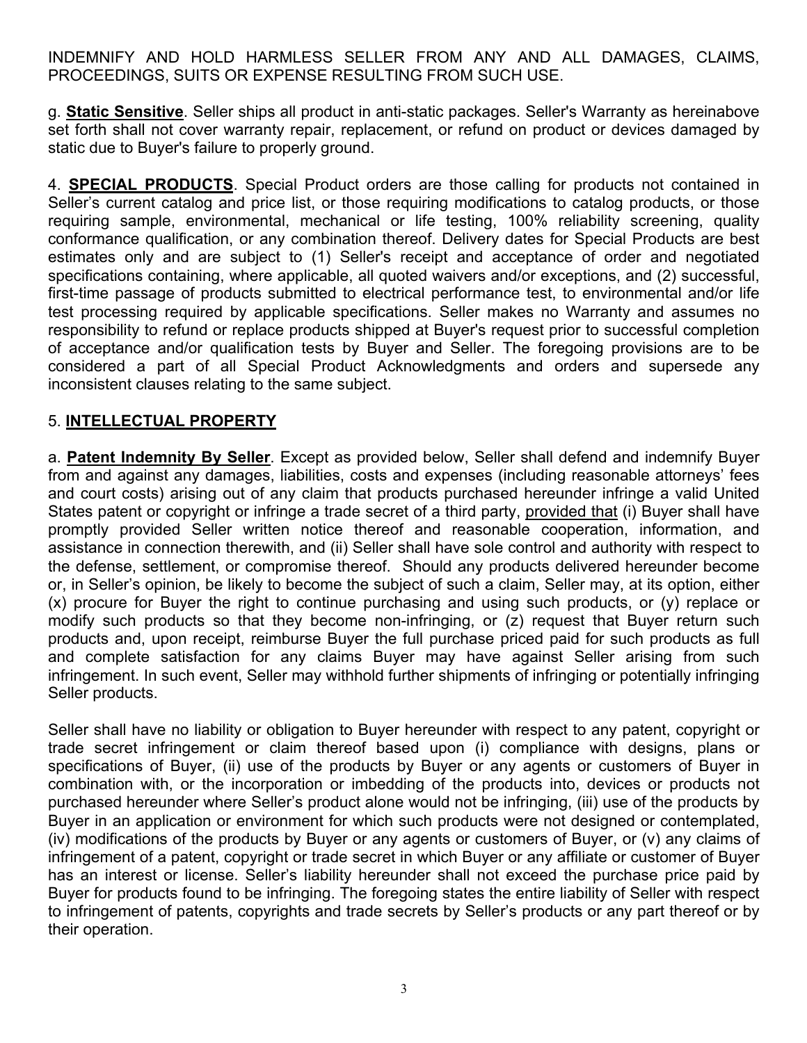INDEMNIFY AND HOLD HARMLESS SELLER FROM ANY AND ALL DAMAGES, CLAIMS, PROCEEDINGS, SUITS OR EXPENSE RESULTING FROM SUCH USE.

g. **Static Sensitive**. Seller ships all product in anti-static packages. Seller's Warranty as hereinabove set forth shall not cover warranty repair, replacement, or refund on product or devices damaged by static due to Buyer's failure to properly ground.

4. **SPECIAL PRODUCTS**. Special Product orders are those calling for products not contained in Seller's current catalog and price list, or those requiring modifications to catalog products, or those requiring sample, environmental, mechanical or life testing, 100% reliability screening, quality conformance qualification, or any combination thereof. Delivery dates for Special Products are best estimates only and are subject to (1) Seller's receipt and acceptance of order and negotiated specifications containing, where applicable, all quoted waivers and/or exceptions, and (2) successful, first-time passage of products submitted to electrical performance test, to environmental and/or life test processing required by applicable specifications. Seller makes no Warranty and assumes no responsibility to refund or replace products shipped at Buyer's request prior to successful completion of acceptance and/or qualification tests by Buyer and Seller. The foregoing provisions are to be considered a part of all Special Product Acknowledgments and orders and supersede any inconsistent clauses relating to the same subject.

## 5. INTELLECTUAL PROPERTY

a. **Patent Indemnity By Seller**. Except as provided below, Seller shall defend and indemnify Buyer from and against any damages, liabilities, costs and expenses (including reasonable attorneys' fees and court costs) arising out of any claim that products purchased hereunder infringe a valid United States patent or copyright or infringe a trade secret of a third party, provided that (i) Buyer shall have promptly provided Seller written notice thereof and reasonable cooperation, information, and assistance in connection therewith, and (ii) Seller shall have sole control and authority with respect to the defense, settlement, or compromise thereof. Should any products delivered hereunder become or, in Seller's opinion, be likely to become the subject of such a claim, Seller may, at its option, either (x) procure for Buyer the right to continue purchasing and using such products, or (y) replace or modify such products so that they become non-infringing, or (z) request that Buyer return such products and, upon receipt, reimburse Buyer the full purchase priced paid for such products as full and complete satisfaction for any claims Buyer may have against Seller arising from such infringement. In such event, Seller may withhold further shipments of infringing or potentially infringing Seller products.

Seller shall have no liability or obligation to Buyer hereunder with respect to any patent, copyright or trade secret infringement or claim thereof based upon (i) compliance with designs, plans or specifications of Buyer, (ii) use of the products by Buyer or any agents or customers of Buyer in combination with, or the incorporation or imbedding of the products into, devices or products not purchased hereunder where Seller's product alone would not be infringing, (iii) use of the products by Buyer in an application or environment for which such products were not designed or contemplated, (iv) modifications of the products by Buyer or any agents or customers of Buyer, or (v) any claims of infringement of a patent, copyright or trade secret in which Buyer or any affiliate or customer of Buyer has an interest or license. Seller's liability hereunder shall not exceed the purchase price paid by Buyer for products found to be infringing. The foregoing states the entire liability of Seller with respect to infringement of patents, copyrights and trade secrets by Seller's products or any part thereof or by their operation.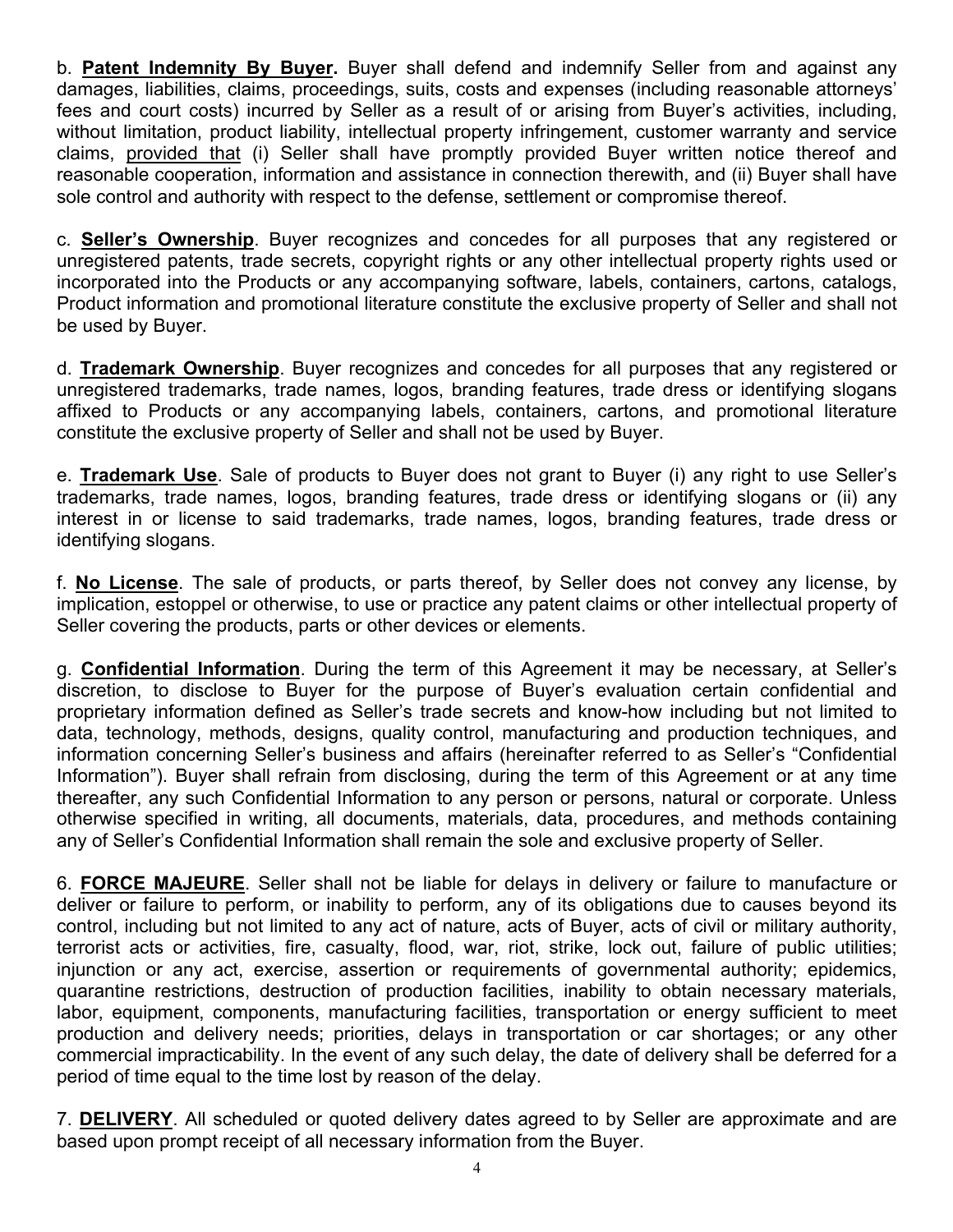b. **Patent Indemnity By Buyer.** Buyer shall defend and indemnify Seller from and against any damages, liabilities, claims, proceedings, suits, costs and expenses (including reasonable attorneys' fees and court costs) incurred by Seller as a result of or arising from Buyer's activities, including, without limitation, product liability, intellectual property infringement, customer warranty and service claims, provided that (i) Seller shall have promptly provided Buyer written notice thereof and reasonable cooperation, information and assistance in connection therewith, and (ii) Buyer shall have sole control and authority with respect to the defense, settlement or compromise thereof.

c. **Seller's Ownership**. Buyer recognizes and concedes for all purposes that any registered or unregistered patents, trade secrets, copyright rights or any other intellectual property rights used or incorporated into the Products or any accompanying software, labels, containers, cartons, catalogs, Product information and promotional literature constitute the exclusive property of Seller and shall not be used by Buyer.

d. **Trademark Ownership**. Buyer recognizes and concedes for all purposes that any registered or unregistered trademarks, trade names, logos, branding features, trade dress or identifying slogans affixed to Products or any accompanying labels, containers, cartons, and promotional literature constitute the exclusive property of Seller and shall not be used by Buyer.

e. **Trademark Use**. Sale of products to Buyer does not grant to Buyer (i) any right to use Seller's trademarks, trade names, logos, branding features, trade dress or identifying slogans or (ii) any interest in or license to said trademarks, trade names, logos, branding features, trade dress or identifying slogans.

f. **No License**. The sale of products, or parts thereof, by Seller does not convey any license, by implication, estoppel or otherwise, to use or practice any patent claims or other intellectual property of Seller covering the products, parts or other devices or elements.

g. **Confidential Information**. During the term of this Agreement it may be necessary, at Seller's discretion, to disclose to Buyer for the purpose of Buyer's evaluation certain confidential and proprietary information defined as Seller's trade secrets and know-how including but not limited to data, technology, methods, designs, quality control, manufacturing and production techniques, and information concerning Seller's business and affairs (hereinafter referred to as Seller's "Confidential Information"). Buyer shall refrain from disclosing, during the term of this Agreement or at any time thereafter, any such Confidential Information to any person or persons, natural or corporate. Unless otherwise specified in writing, all documents, materials, data, procedures, and methods containing any of Seller's Confidential Information shall remain the sole and exclusive property of Seller.

6. **FORCE MAJEURE**. Seller shall not be liable for delays in delivery or failure to manufacture or deliver or failure to perform, or inability to perform, any of its obligations due to causes beyond its control, including but not limited to any act of nature, acts of Buyer, acts of civil or military authority, terrorist acts or activities, fire, casualty, flood, war, riot, strike, lock out, failure of public utilities; injunction or any act, exercise, assertion or requirements of governmental authority; epidemics, quarantine restrictions, destruction of production facilities, inability to obtain necessary materials, labor, equipment, components, manufacturing facilities, transportation or energy sufficient to meet production and delivery needs; priorities, delays in transportation or car shortages; or any other commercial impracticability. In the event of any such delay, the date of delivery shall be deferred for a period of time equal to the time lost by reason of the delay.

7. **DELIVERY**. All scheduled or quoted delivery dates agreed to by Seller are approximate and are based upon prompt receipt of all necessary information from the Buyer.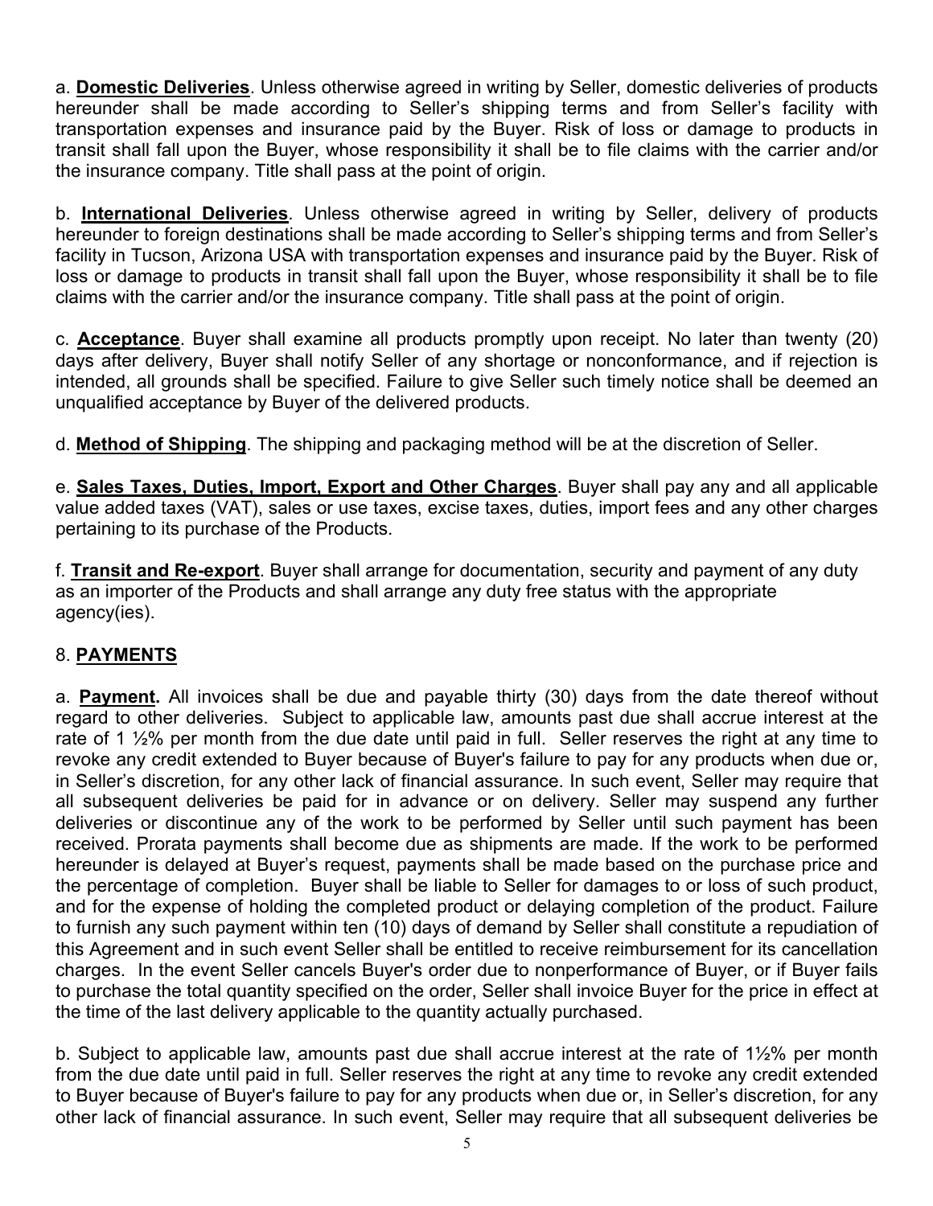a. **Domestic Deliveries**. Unless otherwise agreed in writing by Seller, domestic deliveries of products hereunder shall be made according to Seller's shipping terms and from Seller's facility with transportation expenses and insurance paid by the Buyer. Risk of loss or damage to products in transit shall fall upon the Buyer, whose responsibility it shall be to file claims with the carrier and/or the insurance company. Title shall pass at the point of origin.

b. **International Deliveries**. Unless otherwise agreed in writing by Seller, delivery of products hereunder to foreign destinations shall be made according to Seller's shipping terms and from Seller's facility in Tucson, Arizona USA with transportation expenses and insurance paid by the Buyer. Risk of loss or damage to products in transit shall fall upon the Buyer, whose responsibility it shall be to file claims with the carrier and/or the insurance company. Title shall pass at the point of origin.

c. **Acceptance**. Buyer shall examine all products promptly upon receipt. No later than twenty (20) days after delivery, Buyer shall notify Seller of any shortage or nonconformance, and if rejection is intended, all grounds shall be specified. Failure to give Seller such timely notice shall be deemed an unqualified acceptance by Buyer of the delivered products.

d. **Method of Shipping**. The shipping and packaging method will be at the discretion of Seller.

e. **Sales Taxes, Duties, Import, Export and Other Charges**. Buyer shall pay any and all applicable value added taxes (VAT), sales or use taxes, excise taxes, duties, import fees and any other charges pertaining to its purchase of the Products.

f. **Transit and Re-export**. Buyer shall arrange for documentation, security and payment of any duty as an importer of the Products and shall arrange any duty free status with the appropriate agency(ies).

## 8. PAYMENTS

a. **Payment.** All invoices shall be due and payable thirty (30) days from the date thereof without regard to other deliveries. Subject to applicable law, amounts past due shall accrue interest at the rate of 1 ½% per month from the due date until paid in full. Seller reserves the right at any time to revoke any credit extended to Buyer because of Buyer's failure to pay for any products when due or, in Seller's discretion, for any other lack of financial assurance. In such event, Seller may require that all subsequent deliveries be paid for in advance or on delivery. Seller may suspend any further deliveries or discontinue any of the work to be performed by Seller until such payment has been received. Prorata payments shall become due as shipments are made. If the work to be performed hereunder is delayed at Buyer's request, payments shall be made based on the purchase price and the percentage of completion. Buyer shall be liable to Seller for damages to or loss of such product, and for the expense of holding the completed product or delaying completion of the product. Failure to furnish any such payment within ten (10) days of demand by Seller shall constitute a repudiation of this Agreement and in such event Seller shall be entitled to receive reimbursement for its cancellation charges. In the event Seller cancels Buyer's order due to nonperformance of Buyer, or if Buyer fails to purchase the total quantity specified on the order, Seller shall invoice Buyer for the price in effect at the time of the last delivery applicable to the quantity actually purchased.

b. Subject to applicable law, amounts past due shall accrue interest at the rate of 1½% per month from the due date until paid in full. Seller reserves the right at any time to revoke any credit extended to Buyer because of Buyer's failure to pay for any products when due or, in Seller's discretion, for any other lack of financial assurance. In such event, Seller may require that all subsequent deliveries be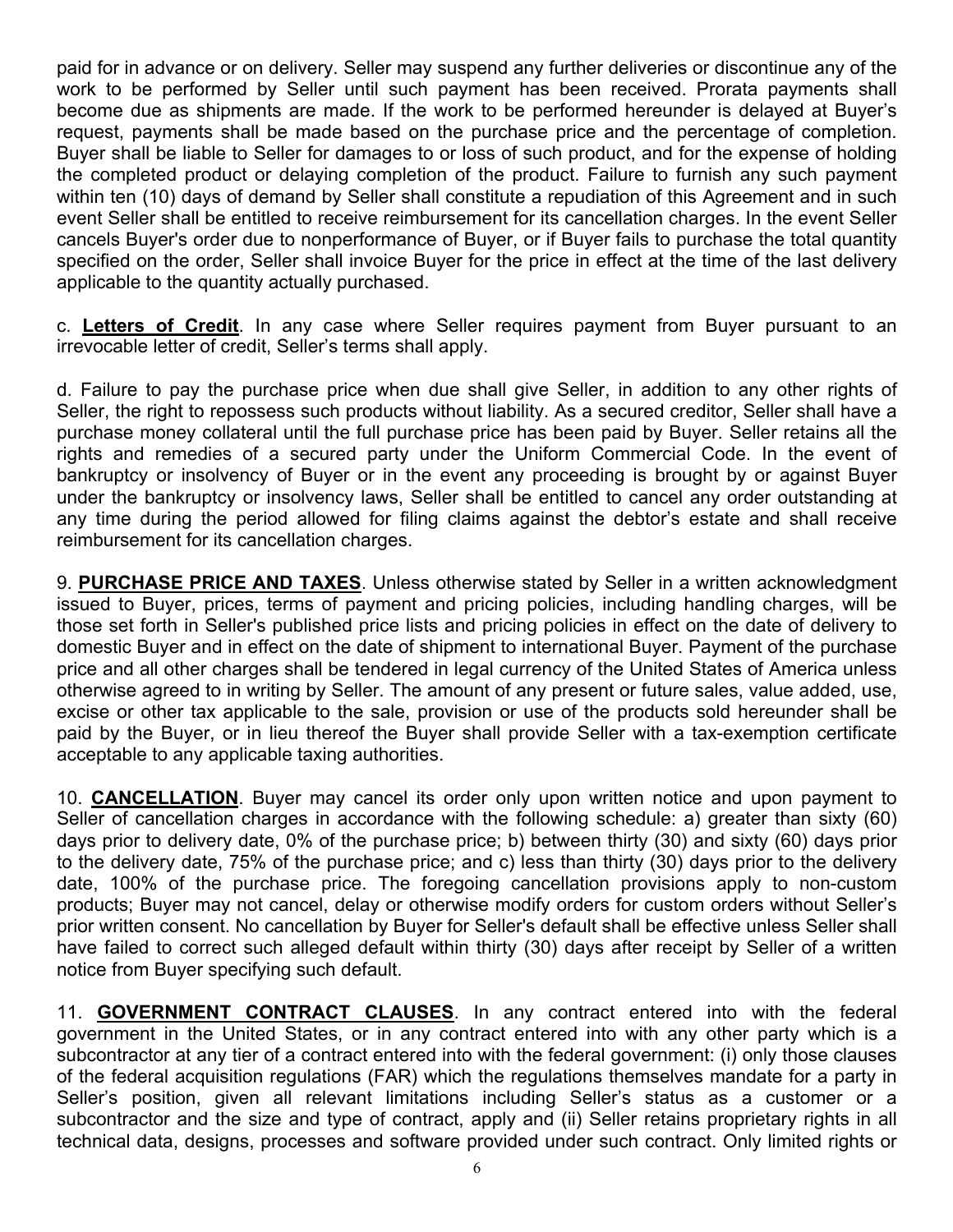paid for in advance or on delivery. Seller may suspend any further deliveries or discontinue any of the work to be performed by Seller until such payment has been received. Prorata payments shall become due as shipments are made. If the work to be performed hereunder is delayed at Buyer's request, payments shall be made based on the purchase price and the percentage of completion. Buyer shall be liable to Seller for damages to or loss of such product, and for the expense of holding the completed product or delaying completion of the product. Failure to furnish any such payment within ten (10) days of demand by Seller shall constitute a repudiation of this Agreement and in such event Seller shall be entitled to receive reimbursement for its cancellation charges. In the event Seller cancels Buyer's order due to nonperformance of Buyer, or if Buyer fails to purchase the total quantity specified on the order, Seller shall invoice Buyer for the price in effect at the time of the last delivery applicable to the quantity actually purchased.

c. **Letters of Credit**. In any case where Seller requires payment from Buyer pursuant to an irrevocable letter of credit, Seller's terms shall apply.

d. Failure to pay the purchase price when due shall give Seller, in addition to any other rights of Seller, the right to repossess such products without liability. As a secured creditor, Seller shall have a purchase money collateral until the full purchase price has been paid by Buyer. Seller retains all the rights and remedies of a secured party under the Uniform Commercial Code. In the event of bankruptcy or insolvency of Buyer or in the event any proceeding is brought by or against Buyer under the bankruptcy or insolvency laws, Seller shall be entitled to cancel any order outstanding at any time during the period allowed for filing claims against the debtor's estate and shall receive reimbursement for its cancellation charges.

9. **PURCHASE PRICE AND TAXES**. Unless otherwise stated by Seller in a written acknowledgment issued to Buyer, prices, terms of payment and pricing policies, including handling charges, will be those set forth in Seller's published price lists and pricing policies in effect on the date of delivery to domestic Buyer and in effect on the date of shipment to international Buyer. Payment of the purchase price and all other charges shall be tendered in legal currency of the United States of America unless otherwise agreed to in writing by Seller. The amount of any present or future sales, value added, use, excise or other tax applicable to the sale, provision or use of the products sold hereunder shall be paid by the Buyer, or in lieu thereof the Buyer shall provide Seller with a tax-exemption certificate acceptable to any applicable taxing authorities.

10. **CANCELLATION**. Buyer may cancel its order only upon written notice and upon payment to Seller of cancellation charges in accordance with the following schedule: a) greater than sixty (60) days prior to delivery date, 0% of the purchase price; b) between thirty (30) and sixty (60) days prior to the delivery date, 75% of the purchase price; and c) less than thirty (30) days prior to the delivery date, 100% of the purchase price. The foregoing cancellation provisions apply to non-custom products; Buyer may not cancel, delay or otherwise modify orders for custom orders without Seller's prior written consent. No cancellation by Buyer for Seller's default shall be effective unless Seller shall have failed to correct such alleged default within thirty (30) days after receipt by Seller of a written notice from Buyer specifying such default.

11. **GOVERNMENT CONTRACT CLAUSES**. In any contract entered into with the federal government in the United States, or in any contract entered into with any other party which is a subcontractor at any tier of a contract entered into with the federal government: (i) only those clauses of the federal acquisition regulations (FAR) which the regulations themselves mandate for a party in Seller's position, given all relevant limitations including Seller's status as a customer or a subcontractor and the size and type of contract, apply and (ii) Seller retains proprietary rights in all technical data, designs, processes and software provided under such contract. Only limited rights or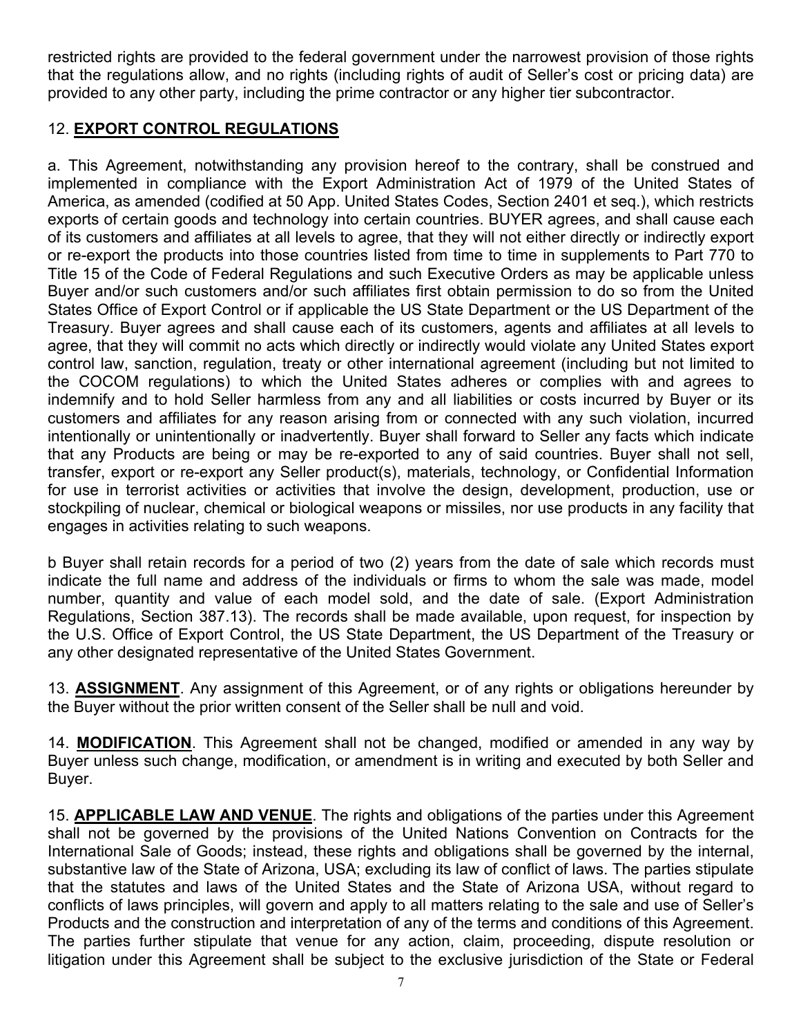restricted rights are provided to the federal government under the narrowest provision of those rights that the regulations allow, and no rights (including rights of audit of Seller's cost or pricing data) are provided to any other party, including the prime contractor or any higher tier subcontractor.

12. **EXPORT CONTROL REGULATIONS**

a. This Agreement, notwithstanding any provision hereof to the contrary, shall be construed and implemented in compliance with the Export Administration Act of 1979 of the United States of America, as amended (codified at 50 App. United States Codes, Section 2401 et seq.), which restricts exports of certain goods and technology into certain countries. BUYER agrees, and shall cause each of its customers and affiliates at all levels to agree, that they will not either directly or indirectly export or re-export the products into those countries listed from time to time in supplements to Part 770 to Title 15 of the Code of Federal Regulations and such Executive Orders as may be applicable unless Buyer and/or such customers and/or such affiliates first obtain permission to do so from the United States Office of Export Control or if applicable the US State Department or the US Department of the Treasury. Buyer agrees and shall cause each of its customers, agents and affiliates at all levels to agree, that they will commit no acts which directly or indirectly would violate any United States export control law, sanction, regulation, treaty or other international agreement (including but not limited to the COCOM regulations) to which the United States adheres or complies with and agrees to indemnify and to hold Seller harmless from any and all liabilities or costs incurred by Buyer or its customers and affiliates for any reason arising from or connected with any such violation, incurred intentionally or unintentionally or inadvertently. Buyer shall forward to Seller any facts which indicate that any Products are being or may be re-exported to any of said countries. Buyer shall not sell, transfer, export or re-export any Seller product(s), materials, technology, or Confidential Information for use in terrorist activities or activities that involve the design, development, production, use or stockpiling of nuclear, chemical or biological weapons or missiles, nor use products in any facility that engages in activities relating to such weapons.

b Buyer shall retain records for a period of two (2) years from the date of sale which records must indicate the full name and address of the individuals or firms to whom the sale was made, model number, quantity and value of each model sold, and the date of sale. (Export Administration Regulations, Section 387.13). The records shall be made available, upon request, for inspection by the U.S. Office of Export Control, the US State Department, the US Department of the Treasury or any other designated representative of the United States Government.

13. **ASSIGNMENT**. Any assignment of this Agreement, or of any rights or obligations hereunder by the Buyer without the prior written consent of the Seller shall be null and void.

14. **MODIFICATION**. This Agreement shall not be changed, modified or amended in any way by Buyer unless such change, modification, or amendment is in writing and executed by both Seller and Buyer.

15. **APPLICABLE LAW AND VENUE**. The rights and obligations of the parties under this Agreement shall not be governed by the provisions of the United Nations Convention on Contracts for the International Sale of Goods; instead, these rights and obligations shall be governed by the internal, substantive law of the State of Arizona, USA; excluding its law of conflict of laws. The parties stipulate that the statutes and laws of the United States and the State of Arizona USA, without regard to conflicts of laws principles, will govern and apply to all matters relating to the sale and use of Seller's Products and the construction and interpretation of any of the terms and conditions of this Agreement. The parties further stipulate that venue for any action, claim, proceeding, dispute resolution or litigation under this Agreement shall be subject to the exclusive jurisdiction of the State or Federal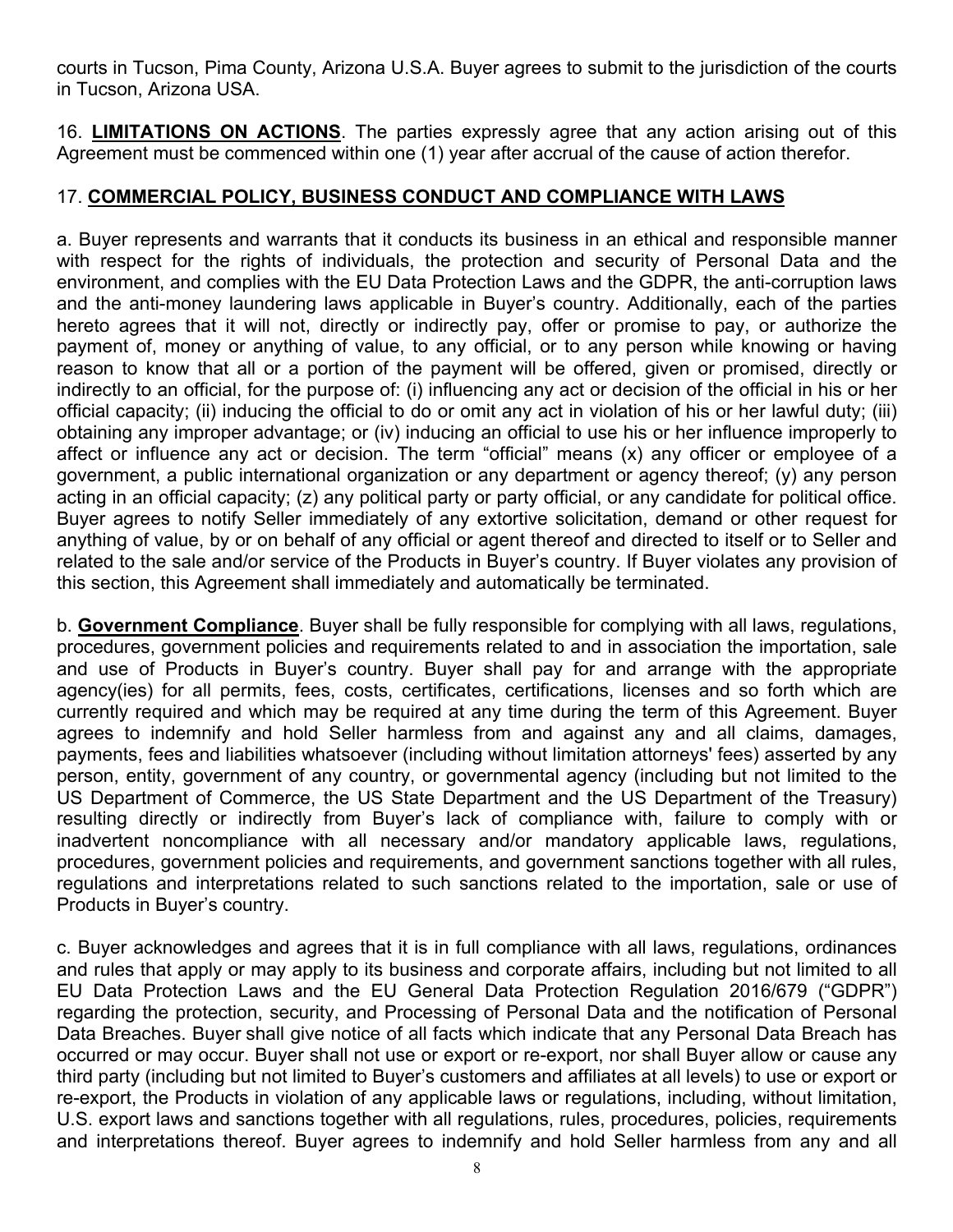courts in Tucson, Pima County, Arizona U.S.A. Buyer agrees to submit to the jurisdiction of the courts in Tucson, Arizona USA.

16. **LIMITATIONS ON ACTIONS**. The parties expressly agree that any action arising out of this Agreement must be commenced within one (1) year after accrual of the cause of action therefor.

## 17. COMMERCIAL POLICY, BUSINESS CONDUCT AND COMPLIANCE WITH LAWS

a. Buyer represents and warrants that it conducts its business in an ethical and responsible manner with respect for the rights of individuals, the protection and security of Personal Data and the environment, and complies with the EU Data Protection Laws and the GDPR, the anti-corruption laws and the anti-money laundering laws applicable in Buyer's country. Additionally, each of the parties hereto agrees that it will not, directly or indirectly pay, offer or promise to pay, or authorize the payment of, money or anything of value, to any official, or to any person while knowing or having reason to know that all or a portion of the payment will be offered, given or promised, directly or indirectly to an official, for the purpose of: (i) influencing any act or decision of the official in his or her official capacity; (ii) inducing the official to do or omit any act in violation of his or her lawful duty; (iii) obtaining any improper advantage; or (iv) inducing an official to use his or her influence improperly to affect or influence any act or decision. The term "official" means (x) any officer or employee of a government, a public international organization or any department or agency thereof; (y) any person acting in an official capacity; (z) any political party or party official, or any candidate for political office. Buyer agrees to notify Seller immediately of any extortive solicitation, demand or other request for anything of value, by or on behalf of any official or agent thereof and directed to itself or to Seller and related to the sale and/or service of the Products in Buyer's country. If Buyer violates any provision of this section, this Agreement shall immediately and automatically be terminated.

b. **Government Compliance**. Buyer shall be fully responsible for complying with all laws, regulations, procedures, government policies and requirements related to and in association the importation, sale and use of Products in Buyer's country. Buyer shall pay for and arrange with the appropriate agency(ies) for all permits, fees, costs, certificates, certifications, licenses and so forth which are currently required and which may be required at any time during the term of this Agreement. Buyer agrees to indemnify and hold Seller harmless from and against any and all claims, damages, payments, fees and liabilities whatsoever (including without limitation attorneys' fees) asserted by any person, entity, government of any country, or governmental agency (including but not limited to the US Department of Commerce, the US State Department and the US Department of the Treasury) resulting directly or indirectly from Buyer's lack of compliance with, failure to comply with or inadvertent noncompliance with all necessary and/or mandatory applicable laws, regulations, procedures, government policies and requirements, and government sanctions together with all rules, regulations and interpretations related to such sanctions related to the importation, sale or use of Products in Buyer's country.

c. Buyer acknowledges and agrees that it is in full compliance with all laws, regulations, ordinances and rules that apply or may apply to its business and corporate affairs, including but not limited to all EU Data Protection Laws and the EU General Data Protection Regulation 2016/679 ("GDPR") regarding the protection, security, and Processing of Personal Data and the notification of Personal Data Breaches. Buyer shall give notice of all facts which indicate that any Personal Data Breach has occurred or may occur. Buyer shall not use or export or re-export, nor shall Buyer allow or cause any third party (including but not limited to Buyer's customers and affiliates at all levels) to use or export or re-export, the Products in violation of any applicable laws or regulations, including, without limitation, U.S. export laws and sanctions together with all regulations, rules, procedures, policies, requirements and interpretations thereof. Buyer agrees to indemnify and hold Seller harmless from any and all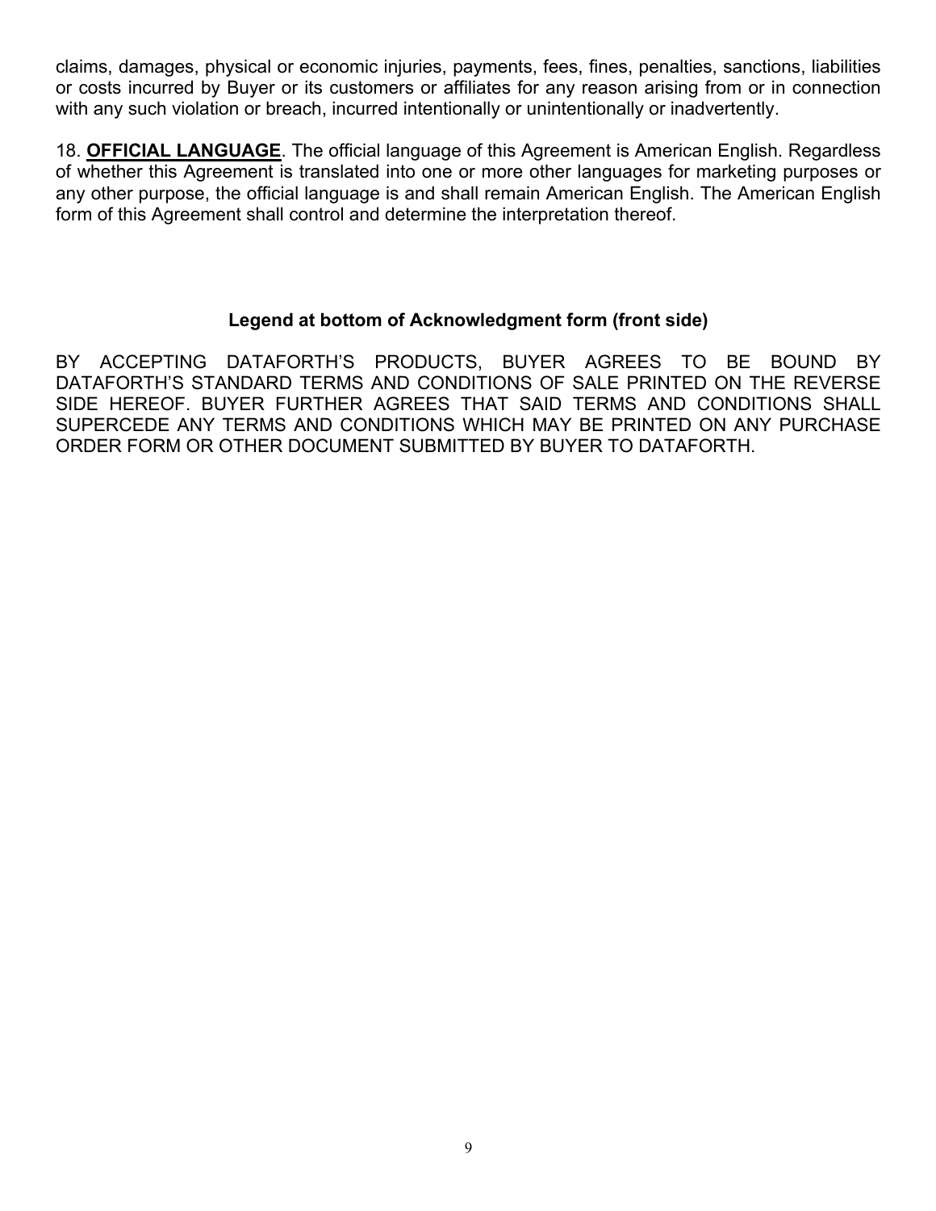claims, damages, physical or economic injuries, payments, fees, fines, penalties, sanctions, liabilities or costs incurred by Buyer or its customers or affiliates for any reason arising from or in connection with any such violation or breach, incurred intentionally or unintentionally or inadvertently.

18. **OFFICIAL LANGUAGE**. The official language of this Agreement is American English. Regardless of whether this Agreement is translated into one or more other languages for marketing purposes or any other purpose, the official language is and shall remain American English. The American English form of this Agreement shall control and determine the interpretation thereof.

**Legend at bottom of Acknowledgment form (front side)**

BY ACCEPTING DATAFORTH'S PRODUCTS, BUYER AGREES TO BE BOUND BY DATAFORTH'S STANDARD TERMS AND CONDITIONS OF SALE PRINTED ON THE REVERSE SIDE HEREOF. BUYER FURTHER AGREES THAT SAID TERMS AND CONDITIONS SHALL SUPERCEDE ANY TERMS AND CONDITIONS WHICH MAY BE PRINTED ON ANY PURCHASE ORDER FORM OR OTHER DOCUMENT SUBMITTED BY BUYER TO DATAFORTH.